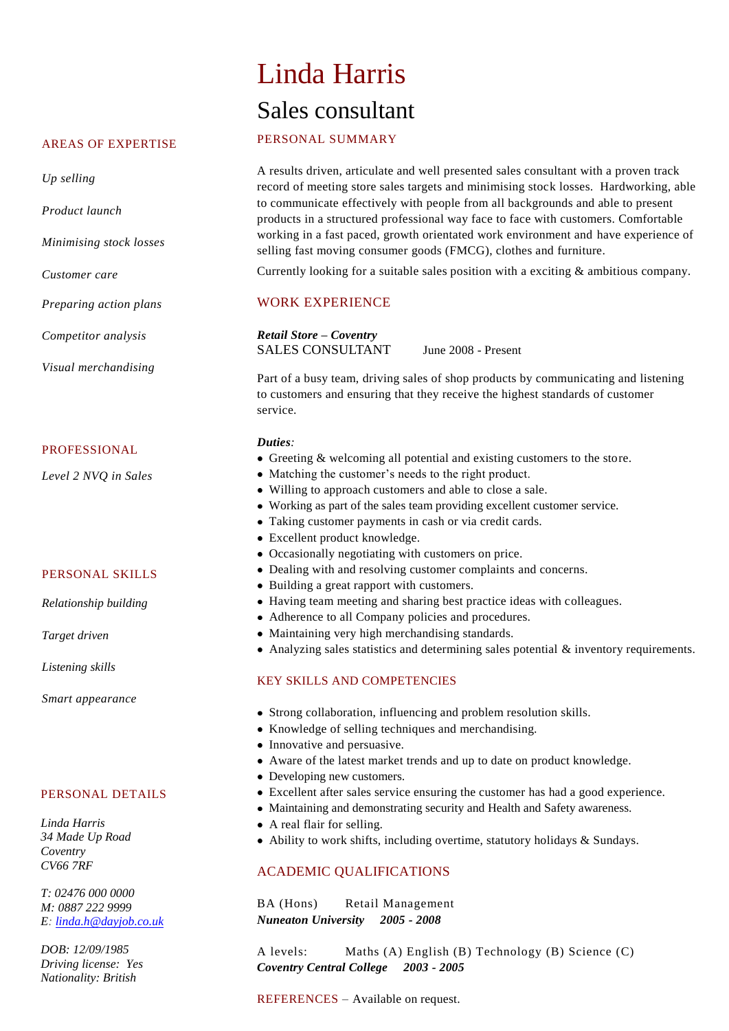# Linda Harris

## Sales consultant

### PERSONAL SUMMARY

A results driven, articulate and well presented sales consultant with a proven track record of meeting store sales targets and minimising stock losses. Hardworking, able to communicate effectively with people from all backgrounds and able to present products in a structured professional way face to face with customers. Comfortable working in a fast paced, growth orientated work environment and have experience of selling fast moving consumer goods (FMCG), clothes and furniture.

Currently looking for a suitable sales position with a exciting & ambitious company.

### WORK EXPERIENCE

***Retail Store – Coventry***
SALES CONSULTANT June 2008 - Present

Part of a busy team, driving sales of shop products by communicating and listening to customers and ensuring that they receive the highest standards of customer service.

***Duties***:

- Greeting & welcoming all potential and existing customers to the store.
- Matching the customer's needs to the right product.
- Willing to approach customers and able to close a sale.
- Working as part of the sales team providing excellent customer service.
- Taking customer payments in cash or via credit cards.
- Excellent product knowledge.
- Occasionally negotiating with customers on price.
- Dealing with and resolving customer complaints and concerns.
- Building a great rapport with customers.
- Having team meeting and sharing best practice ideas with colleagues.
- Adherence to all Company policies and procedures.
- Maintaining very high merchandising standards.
- Analyzing sales statistics and determining sales potential & inventory requirements.

### KEY SKILLS AND COMPETENCIES

- Strong collaboration, influencing and problem resolution skills.
- Knowledge of selling techniques and merchandising.
- Innovative and persuasive.
- Aware of the latest market trends and up to date on product knowledge.
- Developing new customers.
- Excellent after sales service ensuring the customer has had a good experience.
- Maintaining and demonstrating security and Health and Safety awareness.
- A real flair for selling.
- Ability to work shifts, including overtime, statutory holidays & Sundays.

### ACADEMIC QUALIFICATIONS

BA (Hons) Retail Management
***Nuneaton University 2005 - 2008***

A levels: Maths (A) English (B) Technology (B) Science (C)
***Coventry Central College 2003 - 2005***

REFERENCES – Available on request.

### AREAS OF EXPERTISE

*Up selling*

*Product launch*

*Minimising stock losses*

*Customer care*

*Preparing action plans*

*Competitor analysis*

*Visual merchandising*

### PROFESSIONAL

*Level 2 NVQ in Sales*

### PERSONAL SKILLS

*Relationship building*

*Target driven*

*Listening skills*

*Smart appearance*

### PERSONAL DETAILS

*Linda Harris*
*34 Made Up Road*
*Coventry*
*CV66 7RF*

*T: 02476 000 0000*
*M: 0887 222 9999*
*E: linda.h@dayjob.co.uk*

*DOB: 12/09/1985*
*Driving license: Yes*
*Nationality: British*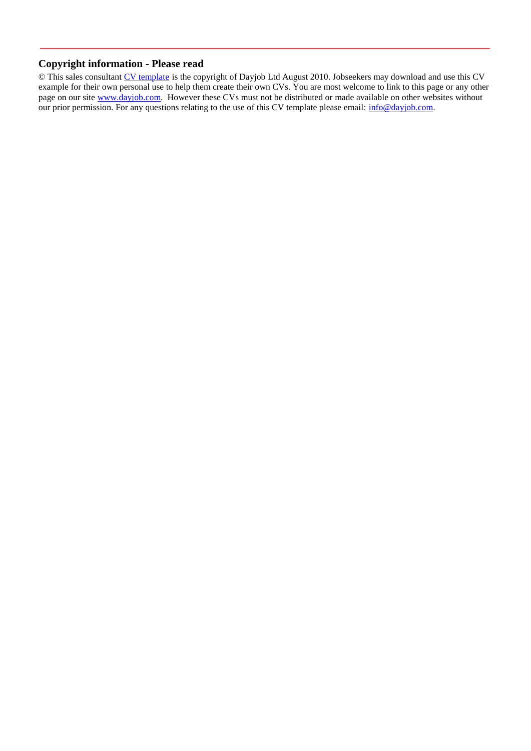## Copyright information - Please read

© This sales consultant CV template is the copyright of Dayjob Ltd August 2010. Jobseekers may download and use this CV example for their own personal use to help them create their own CVs. You are most welcome to link to this page or any other page on our site www.dayjob.com. However these CVs must not be distributed or made available on other websites without our prior permission. For any questions relating to the use of this CV template please email: info@dayjob.com.